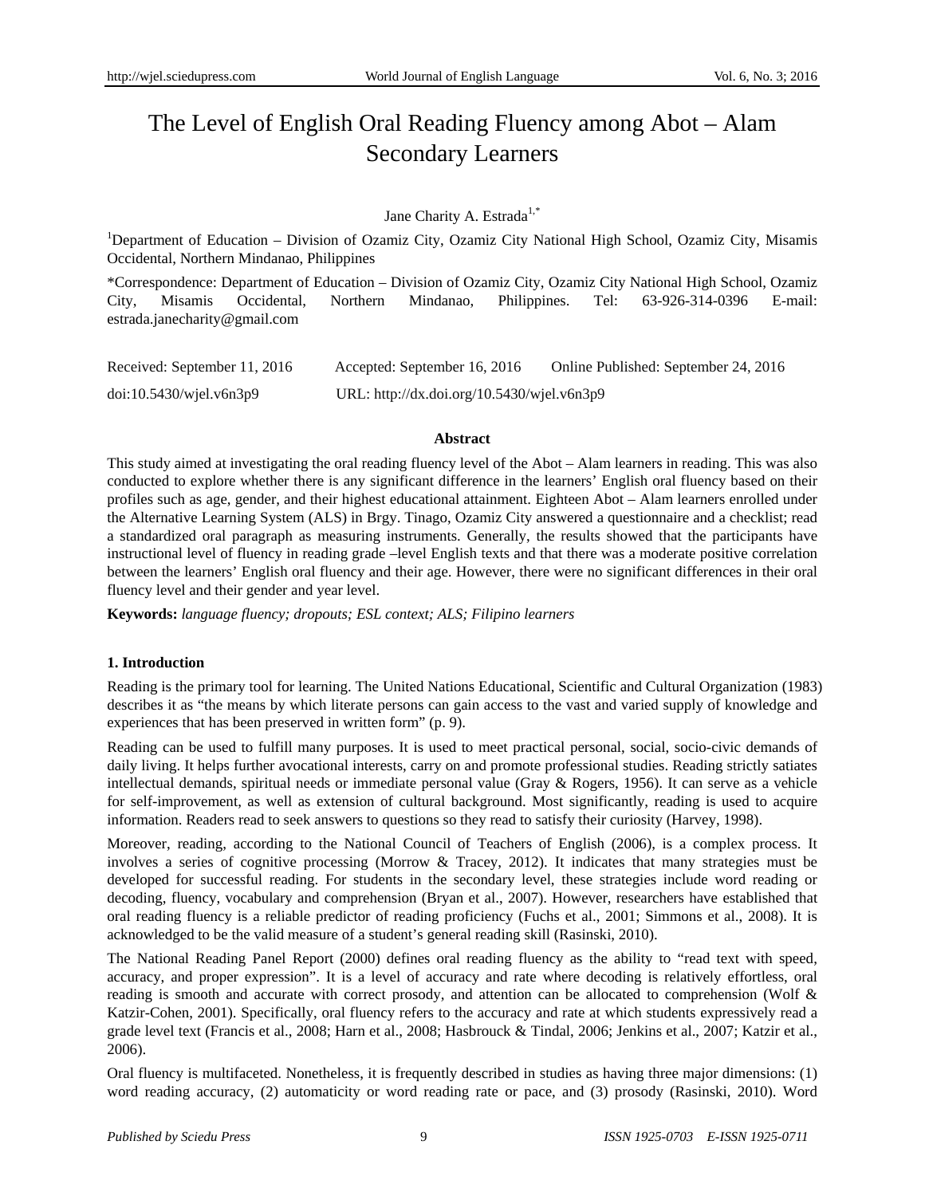# The Level of English Oral Reading Fluency among Abot – Alam Secondary Learners

Jane Charity A. Estrada[1,*]

[1]Department of Education – Division of Ozamiz City, Ozamiz City National High School, Ozamiz City, Misamis Occidental, Northern Mindanao, Philippines

*Correspondence: Department of Education – Division of Ozamiz City, Ozamiz City National High School, Ozamiz City, Misamis Occidental, Northern Mindanao, Philippines. Tel: 63-926-314-0396 E-mail: estrada.janecharity@gmail.com

Received: September 11, 2016 Accepted: September 16, 2016 Online Published: September 24, 2016

doi:10.5430/wjel.v6n3p9 URL: http://dx.doi.org/10.5430/wjel.v6n3p9

## Abstract

This study aimed at investigating the oral reading fluency level of the Abot – Alam learners in reading. This was also conducted to explore whether there is any significant difference in the learners' English oral fluency based on their profiles such as age, gender, and their highest educational attainment. Eighteen Abot – Alam learners enrolled under the Alternative Learning System (ALS) in Brgy. Tinago, Ozamiz City answered a questionnaire and a checklist; read a standardized oral paragraph as measuring instruments. Generally, the results showed that the participants have instructional level of fluency in reading grade –level English texts and that there was a moderate positive correlation between the learners' English oral fluency and their age. However, there were no significant differences in their oral fluency level and their gender and year level.

**Keywords:** *language fluency; dropouts; ESL context; ALS; Filipino learners*

## 1. Introduction

Reading is the primary tool for learning. The United Nations Educational, Scientific and Cultural Organization (1983) describes it as "the means by which literate persons can gain access to the vast and varied supply of knowledge and experiences that has been preserved in written form" (p. 9).

Reading can be used to fulfill many purposes. It is used to meet practical personal, social, socio-civic demands of daily living. It helps further avocational interests, carry on and promote professional studies. Reading strictly satiates intellectual demands, spiritual needs or immediate personal value (Gray & Rogers, 1956). It can serve as a vehicle for self-improvement, as well as extension of cultural background. Most significantly, reading is used to acquire information. Readers read to seek answers to questions so they read to satisfy their curiosity (Harvey, 1998).

Moreover, reading, according to the National Council of Teachers of English (2006), is a complex process. It involves a series of cognitive processing (Morrow & Tracey, 2012). It indicates that many strategies must be developed for successful reading. For students in the secondary level, these strategies include word reading or decoding, fluency, vocabulary and comprehension (Bryan et al., 2007). However, researchers have established that oral reading fluency is a reliable predictor of reading proficiency (Fuchs et al., 2001; Simmons et al., 2008). It is acknowledged to be the valid measure of a student's general reading skill (Rasinski, 2010).

The National Reading Panel Report (2000) defines oral reading fluency as the ability to "read text with speed, accuracy, and proper expression". It is a level of accuracy and rate where decoding is relatively effortless, oral reading is smooth and accurate with correct prosody, and attention can be allocated to comprehension (Wolf & Katzir-Cohen, 2001). Specifically, oral fluency refers to the accuracy and rate at which students expressively read a grade level text (Francis et al., 2008; Harn et al., 2008; Hasbrouck & Tindal, 2006; Jenkins et al., 2007; Katzir et al., 2006).

Oral fluency is multifaceted. Nonetheless, it is frequently described in studies as having three major dimensions: (1) word reading accuracy, (2) automaticity or word reading rate or pace, and (3) prosody (Rasinski, 2010). Word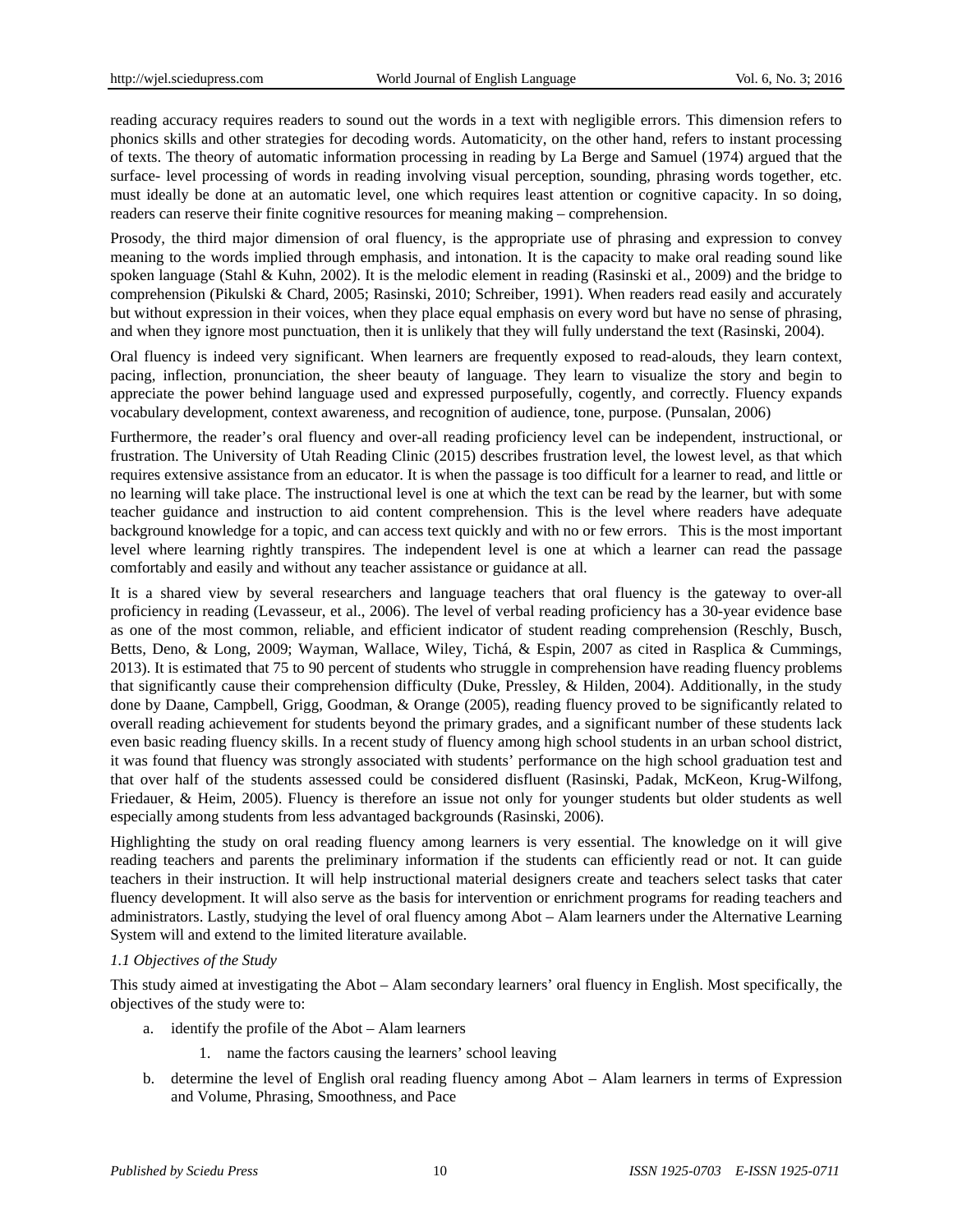reading accuracy requires readers to sound out the words in a text with negligible errors. This dimension refers to phonics skills and other strategies for decoding words. Automaticity, on the other hand, refers to instant processing of texts. The theory of automatic information processing in reading by La Berge and Samuel (1974) argued that the surface- level processing of words in reading involving visual perception, sounding, phrasing words together, etc. must ideally be done at an automatic level, one which requires least attention or cognitive capacity. In so doing, readers can reserve their finite cognitive resources for meaning making – comprehension.

Prosody, the third major dimension of oral fluency, is the appropriate use of phrasing and expression to convey meaning to the words implied through emphasis, and intonation. It is the capacity to make oral reading sound like spoken language (Stahl & Kuhn, 2002). It is the melodic element in reading (Rasinski et al., 2009) and the bridge to comprehension (Pikulski & Chard, 2005; Rasinski, 2010; Schreiber, 1991). When readers read easily and accurately but without expression in their voices, when they place equal emphasis on every word but have no sense of phrasing, and when they ignore most punctuation, then it is unlikely that they will fully understand the text (Rasinski, 2004).

Oral fluency is indeed very significant. When learners are frequently exposed to read-alouds, they learn context, pacing, inflection, pronunciation, the sheer beauty of language. They learn to visualize the story and begin to appreciate the power behind language used and expressed purposefully, cogently, and correctly. Fluency expands vocabulary development, context awareness, and recognition of audience, tone, purpose. (Punsalan, 2006)

Furthermore, the reader's oral fluency and over-all reading proficiency level can be independent, instructional, or frustration. The University of Utah Reading Clinic (2015) describes frustration level, the lowest level, as that which requires extensive assistance from an educator. It is when the passage is too difficult for a learner to read, and little or no learning will take place. The instructional level is one at which the text can be read by the learner, but with some teacher guidance and instruction to aid content comprehension. This is the level where readers have adequate background knowledge for a topic, and can access text quickly and with no or few errors. This is the most important level where learning rightly transpires. The independent level is one at which a learner can read the passage comfortably and easily and without any teacher assistance or guidance at all.

It is a shared view by several researchers and language teachers that oral fluency is the gateway to over-all proficiency in reading (Levasseur, et al., 2006). The level of verbal reading proficiency has a 30-year evidence base as one of the most common, reliable, and efficient indicator of student reading comprehension (Reschly, Busch, Betts, Deno, & Long, 2009; Wayman, Wallace, Wiley, Tichá, & Espin, 2007 as cited in Rasplica & Cummings, 2013). It is estimated that 75 to 90 percent of students who struggle in comprehension have reading fluency problems that significantly cause their comprehension difficulty (Duke, Pressley, & Hilden, 2004). Additionally, in the study done by Daane, Campbell, Grigg, Goodman, & Orange (2005), reading fluency proved to be significantly related to overall reading achievement for students beyond the primary grades, and a significant number of these students lack even basic reading fluency skills. In a recent study of fluency among high school students in an urban school district, it was found that fluency was strongly associated with students' performance on the high school graduation test and that over half of the students assessed could be considered disfluent (Rasinski, Padak, McKeon, Krug-Wilfong, Friedauer, & Heim, 2005). Fluency is therefore an issue not only for younger students but older students as well especially among students from less advantaged backgrounds (Rasinski, 2006).

Highlighting the study on oral reading fluency among learners is very essential. The knowledge on it will give reading teachers and parents the preliminary information if the students can efficiently read or not. It can guide teachers in their instruction. It will help instructional material designers create and teachers select tasks that cater fluency development. It will also serve as the basis for intervention or enrichment programs for reading teachers and administrators. Lastly, studying the level of oral fluency among Abot – Alam learners under the Alternative Learning System will and extend to the limited literature available.

### *1.1 Objectives of the Study*

This study aimed at investigating the Abot – Alam secondary learners' oral fluency in English. Most specifically, the objectives of the study were to:

a. identify the profile of the Abot – Alam learners
    1. name the factors causing the learners' school leaving
b. determine the level of English oral reading fluency among Abot – Alam learners in terms of Expression and Volume, Phrasing, Smoothness, and Pace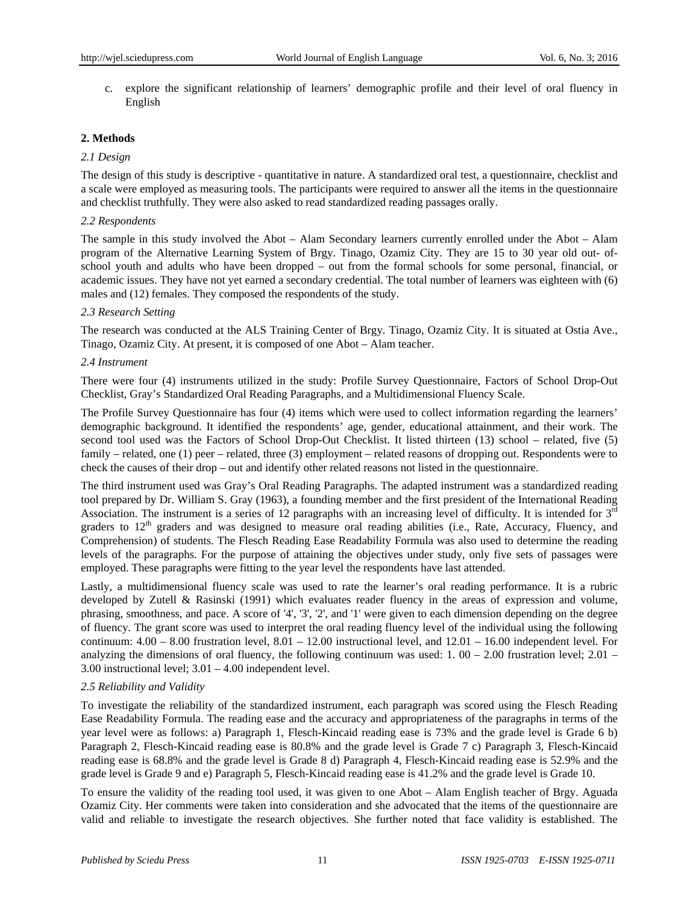c. explore the significant relationship of learners' demographic profile and their level of oral fluency in English

## 2. Methods

### *2.1 Design*

The design of this study is descriptive - quantitative in nature. A standardized oral test, a questionnaire, checklist and a scale were employed as measuring tools. The participants were required to answer all the items in the questionnaire and checklist truthfully. They were also asked to read standardized reading passages orally.

### *2.2 Respondents*

The sample in this study involved the Abot – Alam Secondary learners currently enrolled under the Abot – Alam program of the Alternative Learning System of Brgy. Tinago, Ozamiz City. They are 15 to 30 year old out- of-school youth and adults who have been dropped – out from the formal schools for some personal, financial, or academic issues. They have not yet earned a secondary credential. The total number of learners was eighteen with (6) males and (12) females. They composed the respondents of the study.

### *2.3 Research Setting*

The research was conducted at the ALS Training Center of Brgy. Tinago, Ozamiz City. It is situated at Ostia Ave., Tinago, Ozamiz City. At present, it is composed of one Abot – Alam teacher.

### *2.4 Instrument*

There were four (4) instruments utilized in the study: Profile Survey Questionnaire, Factors of School Drop-Out Checklist, Gray's Standardized Oral Reading Paragraphs, and a Multidimensional Fluency Scale.

The Profile Survey Questionnaire has four (4) items which were used to collect information regarding the learners' demographic background. It identified the respondents' age, gender, educational attainment, and their work. The second tool used was the Factors of School Drop-Out Checklist. It listed thirteen (13) school – related, five (5) family – related, one (1) peer – related, three (3) employment – related reasons of dropping out. Respondents were to check the causes of their drop – out and identify other related reasons not listed in the questionnaire.

The third instrument used was Gray's Oral Reading Paragraphs. The adapted instrument was a standardized reading tool prepared by Dr. William S. Gray (1963), a founding member and the first president of the International Reading Association. The instrument is a series of 12 paragraphs with an increasing level of difficulty. It is intended for 3rd graders to 12th graders and was designed to measure oral reading abilities (i.e., Rate, Accuracy, Fluency, and Comprehension) of students. The Flesch Reading Ease Readability Formula was also used to determine the reading levels of the paragraphs. For the purpose of attaining the objectives under study, only five sets of passages were employed. These paragraphs were fitting to the year level the respondents have last attended.

Lastly, a multidimensional fluency scale was used to rate the learner's oral reading performance. It is a rubric developed by Zutell & Rasinski (1991) which evaluates reader fluency in the areas of expression and volume, phrasing, smoothness, and pace. A score of '4', '3', '2', and '1' were given to each dimension depending on the degree of fluency. The grant score was used to interpret the oral reading fluency level of the individual using the following continuum: 4.00 – 8.00 frustration level, 8.01 – 12.00 instructional level, and 12.01 – 16.00 independent level. For analyzing the dimensions of oral fluency, the following continuum was used: 1. 00 – 2.00 frustration level; 2.01 – 3.00 instructional level; 3.01 – 4.00 independent level.

### *2.5 Reliability and Validity*

To investigate the reliability of the standardized instrument, each paragraph was scored using the Flesch Reading Ease Readability Formula. The reading ease and the accuracy and appropriateness of the paragraphs in terms of the year level were as follows: a) Paragraph 1, Flesch-Kincaid reading ease is 73% and the grade level is Grade 6 b) Paragraph 2, Flesch-Kincaid reading ease is 80.8% and the grade level is Grade 7 c) Paragraph 3, Flesch-Kincaid reading ease is 68.8% and the grade level is Grade 8 d) Paragraph 4, Flesch-Kincaid reading ease is 52.9% and the grade level is Grade 9 and e) Paragraph 5, Flesch-Kincaid reading ease is 41.2% and the grade level is Grade 10.

To ensure the validity of the reading tool used, it was given to one Abot – Alam English teacher of Brgy. Aguada Ozamiz City. Her comments were taken into consideration and she advocated that the items of the questionnaire are valid and reliable to investigate the research objectives. She further noted that face validity is established. The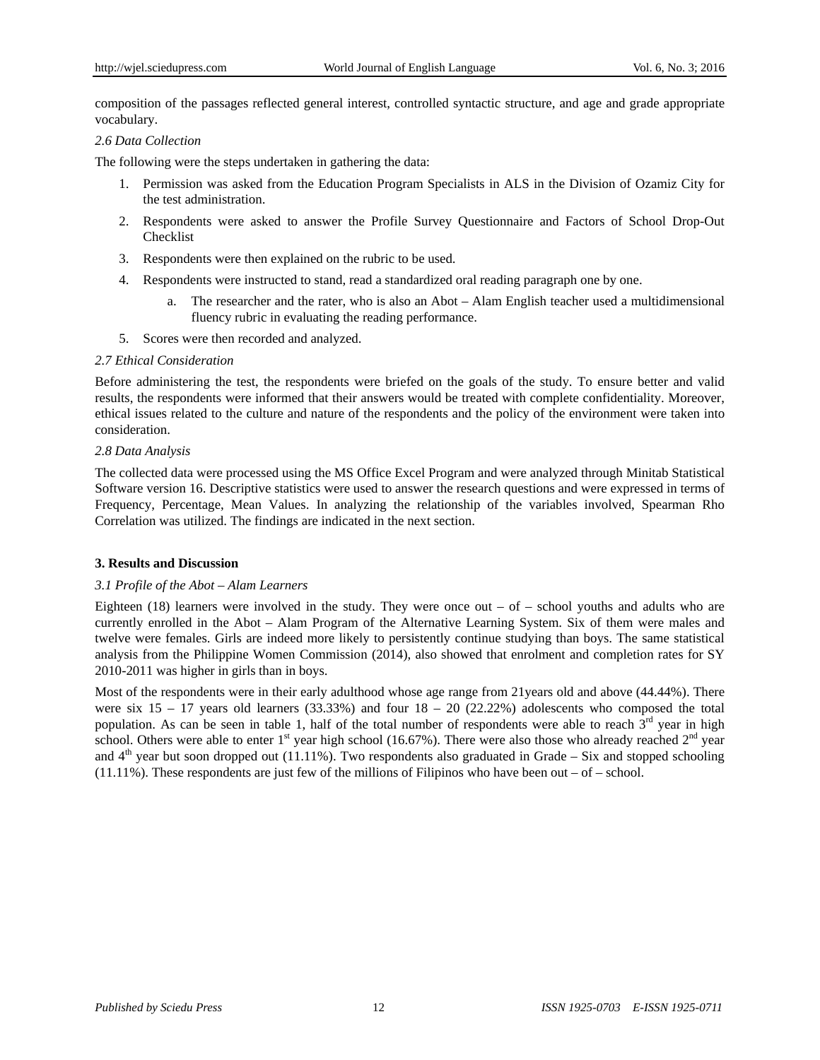composition of the passages reflected general interest, controlled syntactic structure, and age and grade appropriate vocabulary.

*2.6 Data Collection*

The following were the steps undertaken in gathering the data:

1. Permission was asked from the Education Program Specialists in ALS in the Division of Ozamiz City for the test administration.
2. Respondents were asked to answer the Profile Survey Questionnaire and Factors of School Drop-Out Checklist
3. Respondents were then explained on the rubric to be used.
4. Respondents were instructed to stand, read a standardized oral reading paragraph one by one.
   a. The researcher and the rater, who is also an Abot – Alam English teacher used a multidimensional fluency rubric in evaluating the reading performance.
5. Scores were then recorded and analyzed.

*2.7 Ethical Consideration*

Before administering the test, the respondents were briefed on the goals of the study. To ensure better and valid results, the respondents were informed that their answers would be treated with complete confidentiality. Moreover, ethical issues related to the culture and nature of the respondents and the policy of the environment were taken into consideration.

*2.8 Data Analysis*

The collected data were processed using the MS Office Excel Program and were analyzed through Minitab Statistical Software version 16. Descriptive statistics were used to answer the research questions and were expressed in terms of Frequency, Percentage, Mean Values. In analyzing the relationship of the variables involved, Spearman Rho Correlation was utilized. The findings are indicated in the next section.

## 3. Results and Discussion

*3.1 Profile of the Abot – Alam Learners*

Eighteen (18) learners were involved in the study. They were once out – of – school youths and adults who are currently enrolled in the Abot – Alam Program of the Alternative Learning System. Six of them were males and twelve were females. Girls are indeed more likely to persistently continue studying than boys. The same statistical analysis from the Philippine Women Commission (2014), also showed that enrolment and completion rates for SY 2010-2011 was higher in girls than in boys.

Most of the respondents were in their early adulthood whose age range from 21years old and above (44.44%). There were six 15 – 17 years old learners (33.33%) and four 18 – 20 (22.22%) adolescents who composed the total population. As can be seen in table 1, half of the total number of respondents were able to reach 3rd year in high school. Others were able to enter 1st year high school (16.67%). There were also those who already reached 2nd year and 4th year but soon dropped out (11.11%). Two respondents also graduated in Grade – Six and stopped schooling (11.11%). These respondents are just few of the millions of Filipinos who have been out – of – school.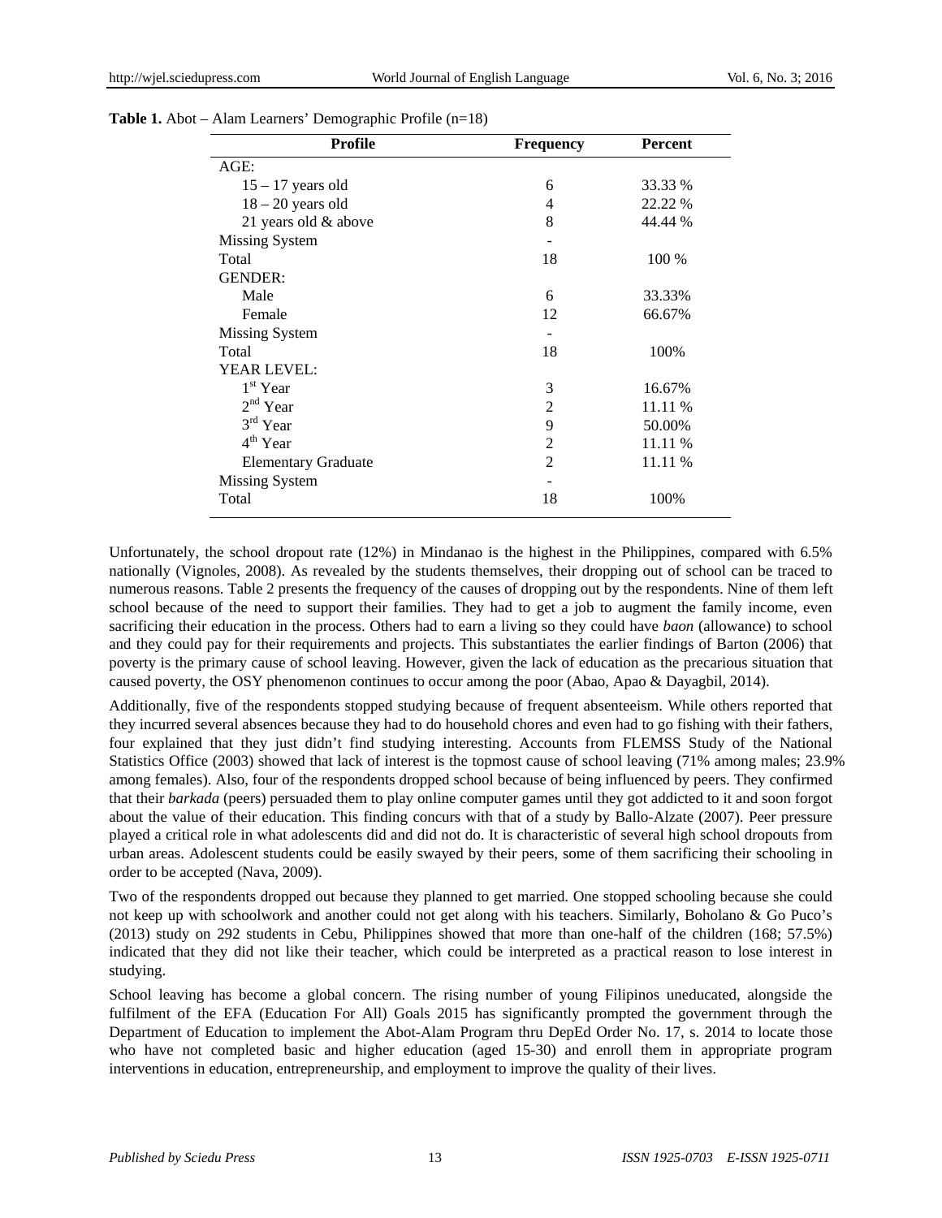**Table 1.** Abot – Alam Learners' Demographic Profile (n=18)

| Profile | Frequency | Percent |
|---|---|---|
| AGE: | | |
| 15 – 17 years old | 6 | 33.33 % |
| 18 – 20 years old | 4 | 22.22 % |
| 21 years old & above | 8 | 44.44 % |
| Missing System | - | |
| Total | 18 | 100 % |
| GENDER: | | |
| Male | 6 | 33.33% |
| Female | 12 | 66.67% |
| Missing System | - | |
| Total | 18 | 100% |
| YEAR LEVEL: | | |
| 1st Year | 3 | 16.67% |
| 2nd Year | 2 | 11.11 % |
| 3rd Year | 9 | 50.00% |
| 4th Year | 2 | 11.11 % |
| Elementary Graduate | 2 | 11.11 % |
| Missing System | - | |
| Total | 18 | 100% |

Unfortunately, the school dropout rate (12%) in Mindanao is the highest in the Philippines, compared with 6.5% nationally (Vignoles, 2008). As revealed by the students themselves, their dropping out of school can be traced to numerous reasons. Table 2 presents the frequency of the causes of dropping out by the respondents. Nine of them left school because of the need to support their families. They had to get a job to augment the family income, even sacrificing their education in the process. Others had to earn a living so they could have *baon* (allowance) to school and they could pay for their requirements and projects. This substantiates the earlier findings of Barton (2006) that poverty is the primary cause of school leaving. However, given the lack of education as the precarious situation that caused poverty, the OSY phenomenon continues to occur among the poor (Abao, Apao & Dayagbil, 2014).

Additionally, five of the respondents stopped studying because of frequent absenteeism. While others reported that they incurred several absences because they had to do household chores and even had to go fishing with their fathers, four explained that they just didn't find studying interesting. Accounts from FLEMSS Study of the National Statistics Office (2003) showed that lack of interest is the topmost cause of school leaving (71% among males; 23.9% among females). Also, four of the respondents dropped school because of being influenced by peers. They confirmed that their *barkada* (peers) persuaded them to play online computer games until they got addicted to it and soon forgot about the value of their education. This finding concurs with that of a study by Ballo-Alzate (2007). Peer pressure played a critical role in what adolescents did and did not do. It is characteristic of several high school dropouts from urban areas. Adolescent students could be easily swayed by their peers, some of them sacrificing their schooling in order to be accepted (Nava, 2009).

Two of the respondents dropped out because they planned to get married. One stopped schooling because she could not keep up with schoolwork and another could not get along with his teachers. Similarly, Boholano & Go Puco's (2013) study on 292 students in Cebu, Philippines showed that more than one-half of the children (168; 57.5%) indicated that they did not like their teacher, which could be interpreted as a practical reason to lose interest in studying.

School leaving has become a global concern. The rising number of young Filipinos uneducated, alongside the fulfilment of the EFA (Education For All) Goals 2015 has significantly prompted the government through the Department of Education to implement the Abot-Alam Program thru DepEd Order No. 17, s. 2014 to locate those who have not completed basic and higher education (aged 15-30) and enroll them in appropriate program interventions in education, entrepreneurship, and employment to improve the quality of their lives.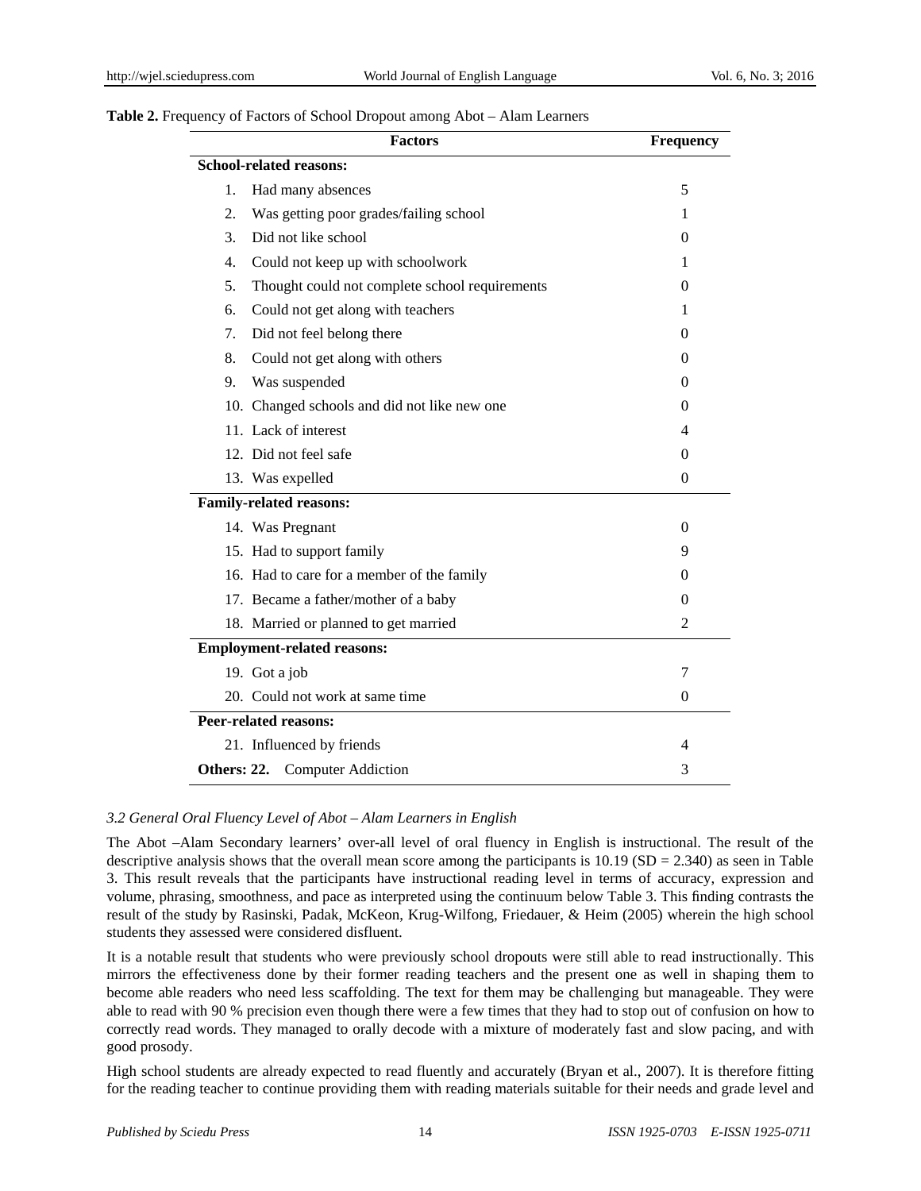**Table 2.** Frequency of Factors of School Dropout among Abot – Alam Learners

| Factors | Frequency |
|---|---|
| **School-related reasons:** | |
| 1. Had many absences | 5 |
| 2. Was getting poor grades/failing school | 1 |
| 3. Did not like school | 0 |
| 4. Could not keep up with schoolwork | 1 |
| 5. Thought could not complete school requirements | 0 |
| 6. Could not get along with teachers | 1 |
| 7. Did not feel belong there | 0 |
| 8. Could not get along with others | 0 |
| 9. Was suspended | 0 |
| 10. Changed schools and did not like new one | 0 |
| 11. Lack of interest | 4 |
| 12. Did not feel safe | 0 |
| 13. Was expelled | 0 |
| **Family-related reasons:** | |
| 14. Was Pregnant | 0 |
| 15. Had to support family | 9 |
| 16. Had to care for a member of the family | 0 |
| 17. Became a father/mother of a baby | 0 |
| 18. Married or planned to get married | 2 |
| **Employment-related reasons:** | |
| 19. Got a job | 7 |
| 20. Could not work at same time | 0 |
| **Peer-related reasons:** | |
| 21. Influenced by friends | 4 |
| **Others: 22.** Computer Addiction | 3 |

### *3.2 General Oral Fluency Level of Abot – Alam Learners in English*

The Abot –Alam Secondary learners' over-all level of oral fluency in English is instructional. The result of the descriptive analysis shows that the overall mean score among the participants is 10.19 (SD = 2.340) as seen in Table 3. This result reveals that the participants have instructional reading level in terms of accuracy, expression and volume, phrasing, smoothness, and pace as interpreted using the continuum below Table 3. This finding contrasts the result of the study by Rasinski, Padak, McKeon, Krug-Wilfong, Friedauer, & Heim (2005) wherein the high school students they assessed were considered disfluent.

It is a notable result that students who were previously school dropouts were still able to read instructionally. This mirrors the effectiveness done by their former reading teachers and the present one as well in shaping them to become able readers who need less scaffolding. The text for them may be challenging but manageable. They were able to read with 90 % precision even though there were a few times that they had to stop out of confusion on how to correctly read words. They managed to orally decode with a mixture of moderately fast and slow pacing, and with good prosody.

High school students are already expected to read fluently and accurately (Bryan et al., 2007). It is therefore fitting for the reading teacher to continue providing them with reading materials suitable for their needs and grade level and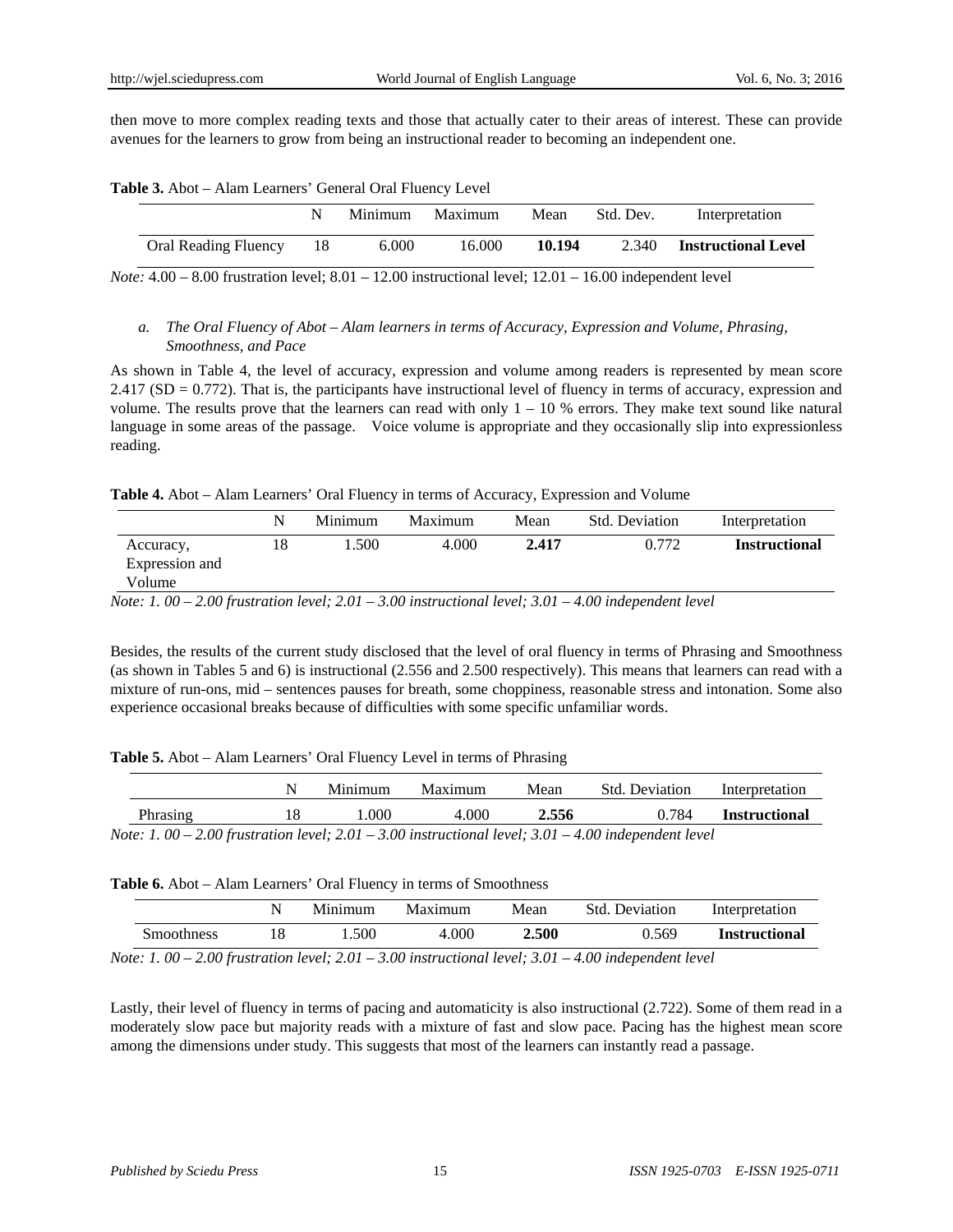then move to more complex reading texts and those that actually cater to their areas of interest. These can provide avenues for the learners to grow from being an instructional reader to becoming an independent one.

**Table 3.** Abot – Alam Learners' General Oral Fluency Level

| | N | Minimum | Maximum | Mean | Std. Dev. | Interpretation |
|---|---|---|---|---|---|---|
| Oral Reading Fluency | 18 | 6.000 | 16.000 | **10.194** | 2.340 | **Instructional Level** |

*Note:* 4.00 – 8.00 frustration level; 8.01 – 12.00 instructional level; 12.01 – 16.00 independent level

*a. The Oral Fluency of Abot – Alam learners in terms of Accuracy, Expression and Volume, Phrasing, Smoothness, and Pace*

As shown in Table 4, the level of accuracy, expression and volume among readers is represented by mean score 2.417 (SD = 0.772). That is, the participants have instructional level of fluency in terms of accuracy, expression and volume. The results prove that the learners can read with only 1 – 10 % errors. They make text sound like natural language in some areas of the passage. Voice volume is appropriate and they occasionally slip into expressionless reading.

**Table 4.** Abot – Alam Learners' Oral Fluency in terms of Accuracy, Expression and Volume

| | N | Minimum | Maximum | Mean | Std. Deviation | Interpretation |
|---|---|---|---|---|---|---|
| Accuracy, Expression and Volume | 18 | 1.500 | 4.000 | **2.417** | 0.772 | **Instructional** |

*Note: 1. 00 – 2.00 frustration level; 2.01 – 3.00 instructional level; 3.01 – 4.00 independent level*

Besides, the results of the current study disclosed that the level of oral fluency in terms of Phrasing and Smoothness (as shown in Tables 5 and 6) is instructional (2.556 and 2.500 respectively). This means that learners can read with a mixture of run-ons, mid – sentences pauses for breath, some choppiness, reasonable stress and intonation. Some also experience occasional breaks because of difficulties with some specific unfamiliar words.

**Table 5.** Abot – Alam Learners' Oral Fluency Level in terms of Phrasing

| | N | Minimum | Maximum | Mean | Std. Deviation | Interpretation |
|---|---|---|---|---|---|---|
| Phrasing | 18 | 1.000 | 4.000 | **2.556** | 0.784 | **Instructional** |

*Note: 1. 00 – 2.00 frustration level; 2.01 – 3.00 instructional level; 3.01 – 4.00 independent level*

**Table 6.** Abot – Alam Learners' Oral Fluency in terms of Smoothness

| | N | Minimum | Maximum | Mean | Std. Deviation | Interpretation |
|---|---|---|---|---|---|---|
| Smoothness | 18 | 1.500 | 4.000 | **2.500** | 0.569 | **Instructional** |

*Note: 1. 00 – 2.00 frustration level; 2.01 – 3.00 instructional level; 3.01 – 4.00 independent level*

Lastly, their level of fluency in terms of pacing and automaticity is also instructional (2.722). Some of them read in a moderately slow pace but majority reads with a mixture of fast and slow pace. Pacing has the highest mean score among the dimensions under study. This suggests that most of the learners can instantly read a passage.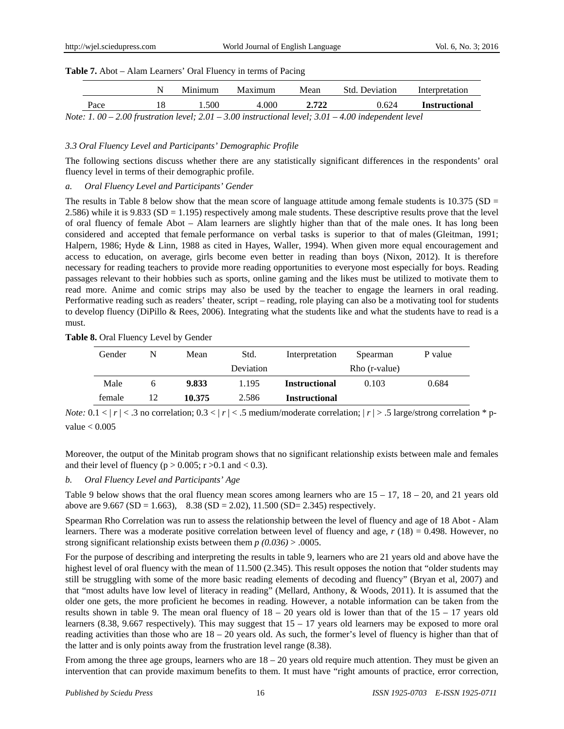**Table 7.** Abot – Alam Learners' Oral Fluency in terms of Pacing

| | N | Minimum | Maximum | Mean | Std. Deviation | Interpretation |
|---|---|---|---|---|---|---|
| Pace | 18 | 1.500 | 4.000 | **2.722** | 0.624 | **Instructional** |

*Note: 1. 00 – 2.00 frustration level; 2.01 – 3.00 instructional level; 3.01 – 4.00 independent level*

### *3.3 Oral Fluency Level and Participants' Demographic Profile*

The following sections discuss whether there are any statistically significant differences in the respondents' oral fluency level in terms of their demographic profile.

*a. Oral Fluency Level and Participants' Gender*

The results in Table 8 below show that the mean score of language attitude among female students is 10.375 (SD = 2.586) while it is 9.833 (SD = 1.195) respectively among male students. These descriptive results prove that the level of oral fluency of female Abot – Alam learners are slightly higher than that of the male ones. It has long been considered and accepted that female performance on verbal tasks is superior to that of males (Gleitman, 1991; Halpern, 1986; Hyde & Linn, 1988 as cited in Hayes, Waller, 1994). When given more equal encouragement and access to education, on average, girls become even better in reading than boys (Nixon, 2012). It is therefore necessary for reading teachers to provide more reading opportunities to everyone most especially for boys. Reading passages relevant to their hobbies such as sports, online gaming and the likes must be utilized to motivate them to read more. Anime and comic strips may also be used by the teacher to engage the learners in oral reading. Performative reading such as readers' theater, script – reading, role playing can also be a motivating tool for students to develop fluency (DiPillo & Rees, 2006). Integrating what the students like and what the students have to read is a must.

**Table 8.** Oral Fluency Level by Gender

| Gender | N | Mean | Std. Deviation | Interpretation | Spearman Rho (r-value) | P value |
|---|---|---|---|---|---|---|
| Male | 6 | **9.833** | 1.195 | **Instructional** | 0.103 | 0.684 |
| female | 12 | **10.375** | 2.586 | **Instructional** | | |

*Note:* $0.1 < |r| < .3$ no correlation; $0.3 < |r| < .5$ medium/moderate correlation; $|r| > .5$ large/strong correlation * p-value < 0.005

Moreover, the output of the Minitab program shows that no significant relationship exists between male and females and their level of fluency ($p > 0.005$; $r > 0.1$ and $< 0.3$).

*b. Oral Fluency Level and Participants' Age*

Table 9 below shows that the oral fluency mean scores among learners who are 15 – 17, 18 – 20, and 21 years old above are 9.667 (SD = 1.663), 8.38 (SD = 2.02), 11.500 (SD= 2.345) respectively.

Spearman Rho Correlation was run to assess the relationship between the level of fluency and age of 18 Abot - Alam learners. There was a moderate positive correlation between level of fluency and age, $r$ (18) = 0.498. However, no strong significant relationship exists between them $p$ *(0.036)* > .0005.

For the purpose of describing and interpreting the results in table 9, learners who are 21 years old and above have the highest level of oral fluency with the mean of 11.500 (2.345). This result opposes the notion that "older students may still be struggling with some of the more basic reading elements of decoding and fluency" (Bryan et al, 2007) and that "most adults have low level of literacy in reading" (Mellard, Anthony, & Woods, 2011). It is assumed that the older one gets, the more proficient he becomes in reading. However, a notable information can be taken from the results shown in table 9. The mean oral fluency of 18 – 20 years old is lower than that of the 15 – 17 years old learners (8.38, 9.667 respectively). This may suggest that 15 – 17 years old learners may be exposed to more oral reading activities than those who are 18 – 20 years old. As such, the former's level of fluency is higher than that of the latter and is only points away from the frustration level range (8.38).

From among the three age groups, learners who are 18 – 20 years old require much attention. They must be given an intervention that can provide maximum benefits to them. It must have "right amounts of practice, error correction,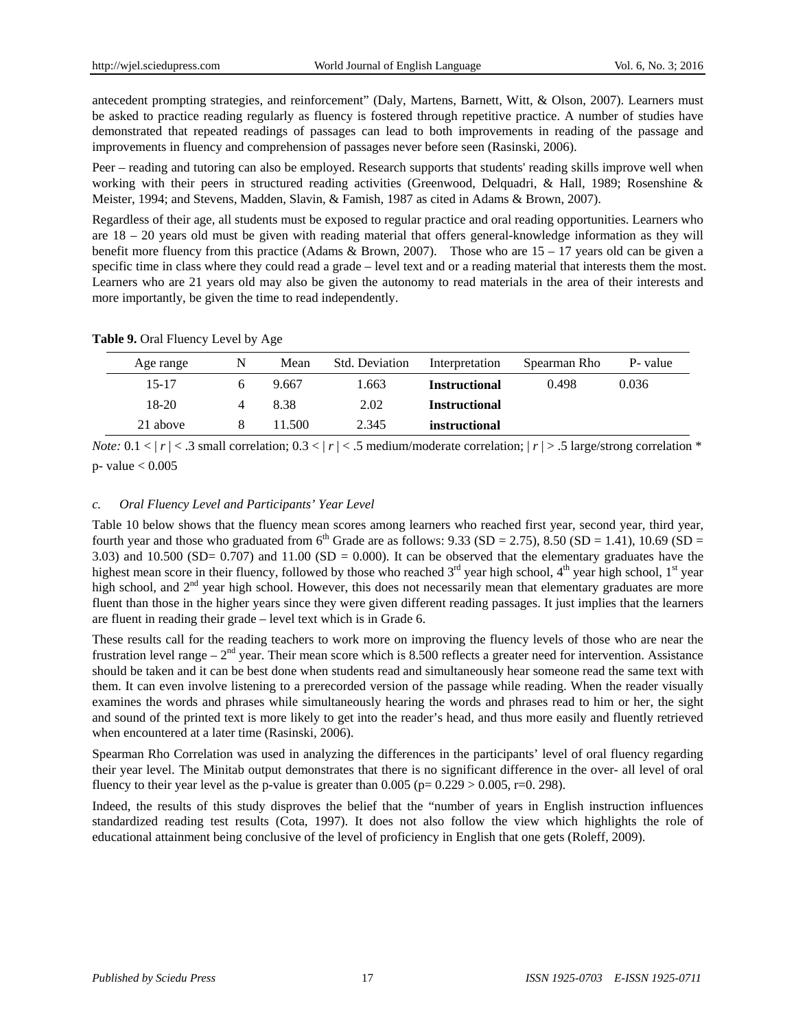antecedent prompting strategies, and reinforcement" (Daly, Martens, Barnett, Witt, & Olson, 2007). Learners must be asked to practice reading regularly as fluency is fostered through repetitive practice. A number of studies have demonstrated that repeated readings of passages can lead to both improvements in reading of the passage and improvements in fluency and comprehension of passages never before seen (Rasinski, 2006).

Peer – reading and tutoring can also be employed. Research supports that students' reading skills improve well when working with their peers in structured reading activities (Greenwood, Delquadri, & Hall, 1989; Rosenshine & Meister, 1994; and Stevens, Madden, Slavin, & Famish, 1987 as cited in Adams & Brown, 2007).

Regardless of their age, all students must be exposed to regular practice and oral reading opportunities. Learners who are 18 – 20 years old must be given with reading material that offers general-knowledge information as they will benefit more fluency from this practice (Adams & Brown, 2007). Those who are 15 – 17 years old can be given a specific time in class where they could read a grade – level text and or a reading material that interests them the most. Learners who are 21 years old may also be given the autonomy to read materials in the area of their interests and more importantly, be given the time to read independently.

**Table 9.** Oral Fluency Level by Age

| Age range | N | Mean | Std. Deviation | Interpretation | Spearman Rho | P- value |
|---|---|---|---|---|---|---|
| 15-17 | 6 | 9.667 | 1.663 | **Instructional** | 0.498 | 0.036 |
| 18-20 | 4 | 8.38 | 2.02 | **Instructional** | | |
| 21 above | 8 | 11.500 | 2.345 | **instructional** | | |

*Note:* $0.1 < |r| < .3$ small correlation; $0.3 < |r| < .5$ medium/moderate correlation; $|r| > .5$ large/strong correlation * p- value < 0.005

*c. Oral Fluency Level and Participants' Year Level*

Table 10 below shows that the fluency mean scores among learners who reached first year, second year, third year, fourth year and those who graduated from 6th Grade are as follows: 9.33 (SD = 2.75), 8.50 (SD = 1.41), 10.69 (SD = 3.03) and 10.500 (SD= 0.707) and 11.00 (SD = 0.000). It can be observed that the elementary graduates have the highest mean score in their fluency, followed by those who reached 3rd year high school, 4th year high school, 1st year high school, and 2nd year high school. However, this does not necessarily mean that elementary graduates are more fluent than those in the higher years since they were given different reading passages. It just implies that the learners are fluent in reading their grade – level text which is in Grade 6.

These results call for the reading teachers to work more on improving the fluency levels of those who are near the frustration level range – 2nd year. Their mean score which is 8.500 reflects a greater need for intervention. Assistance should be taken and it can be best done when students read and simultaneously hear someone read the same text with them. It can even involve listening to a prerecorded version of the passage while reading. When the reader visually examines the words and phrases while simultaneously hearing the words and phrases read to him or her, the sight and sound of the printed text is more likely to get into the reader's head, and thus more easily and fluently retrieved when encountered at a later time (Rasinski, 2006).

Spearman Rho Correlation was used in analyzing the differences in the participants' level of oral fluency regarding their year level. The Minitab output demonstrates that there is no significant difference in the over- all level of oral fluency to their year level as the p-value is greater than 0.005 (p= 0.229 > 0.005, r=0. 298).

Indeed, the results of this study disproves the belief that the "number of years in English instruction influences standardized reading test results (Cota, 1997). It does not also follow the view which highlights the role of educational attainment being conclusive of the level of proficiency in English that one gets (Roleff, 2009).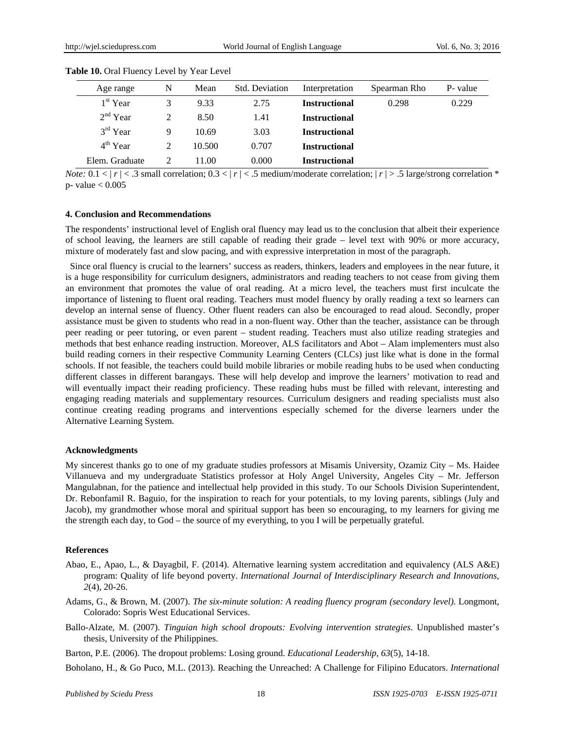**Table 10.** Oral Fluency Level by Year Level

| Age range | N | Mean | Std. Deviation | Interpretation | Spearman Rho | P- value |
|---|---|---|---|---|---|---|
| 1st Year | 3 | 9.33 | 2.75 | **Instructional** | 0.298 | 0.229 |
| 2nd Year | 2 | 8.50 | 1.41 | **Instructional** | | |
| 3rd Year | 9 | 10.69 | 3.03 | **Instructional** | | |
| 4th Year | 2 | 10.500 | 0.707 | **Instructional** | | |
| Elem. Graduate | 2 | 11.00 | 0.000 | **Instructional** | | |

*Note:* $0.1 < |r| < .3$ small correlation; $0.3 < |r| < .5$ medium/moderate correlation; $|r| > .5$ large/strong correlation * p- value < 0.005

## 4. Conclusion and Recommendations

The respondents' instructional level of English oral fluency may lead us to the conclusion that albeit their experience of school leaving, the learners are still capable of reading their grade – level text with 90% or more accuracy, mixture of moderately fast and slow pacing, and with expressive interpretation in most of the paragraph.

Since oral fluency is crucial to the learners' success as readers, thinkers, leaders and employees in the near future, it is a huge responsibility for curriculum designers, administrators and reading teachers to not cease from giving them an environment that promotes the value of oral reading. At a micro level, the teachers must first inculcate the importance of listening to fluent oral reading. Teachers must model fluency by orally reading a text so learners can develop an internal sense of fluency. Other fluent readers can also be encouraged to read aloud. Secondly, proper assistance must be given to students who read in a non-fluent way. Other than the teacher, assistance can be through peer reading or peer tutoring, or even parent – student reading. Teachers must also utilize reading strategies and methods that best enhance reading instruction. Moreover, ALS facilitators and Abot – Alam implementers must also build reading corners in their respective Community Learning Centers (CLCs) just like what is done in the formal schools. If not feasible, the teachers could build mobile libraries or mobile reading hubs to be used when conducting different classes in different barangays. These will help develop and improve the learners' motivation to read and will eventually impact their reading proficiency. These reading hubs must be filled with relevant, interesting and engaging reading materials and supplementary resources. Curriculum designers and reading specialists must also continue creating reading programs and interventions especially schemed for the diverse learners under the Alternative Learning System.

## Acknowledgments

My sincerest thanks go to one of my graduate studies professors at Misamis University, Ozamiz City – Ms. Haidee Villanueva and my undergraduate Statistics professor at Holy Angel University, Angeles City – Mr. Jefferson Mangulabnan, for the patience and intellectual help provided in this study. To our Schools Division Superintendent, Dr. Rebonfamil R. Baguio, for the inspiration to reach for your potentials, to my loving parents, siblings (July and Jacob), my grandmother whose moral and spiritual support has been so encouraging, to my learners for giving me the strength each day, to God – the source of my everything, to you I will be perpetually grateful.

## References

Abao, E., Apao, L., & Dayagbil, F. (2014). Alternative learning system accreditation and equivalency (ALS A&E) program: Quality of life beyond poverty. *International Journal of Interdisciplinary Research and Innovations, 2*(4), 20-26.

Adams, G., & Brown, M. (2007). *The six-minute solution: A reading fluency program (secondary level)*. Longmont, Colorado: Sopris West Educational Services.

Ballo-Alzate, M. (2007). *Tinguian high school dropouts: Evolving intervention strategies*. Unpublished master's thesis, University of the Philippines.

Barton, P.E. (2006). The dropout problems: Losing ground. *Educational Leadership, 63*(5), 14-18.

Boholano, H., & Go Puco, M.L. (2013). Reaching the Unreached: A Challenge for Filipino Educators. *International*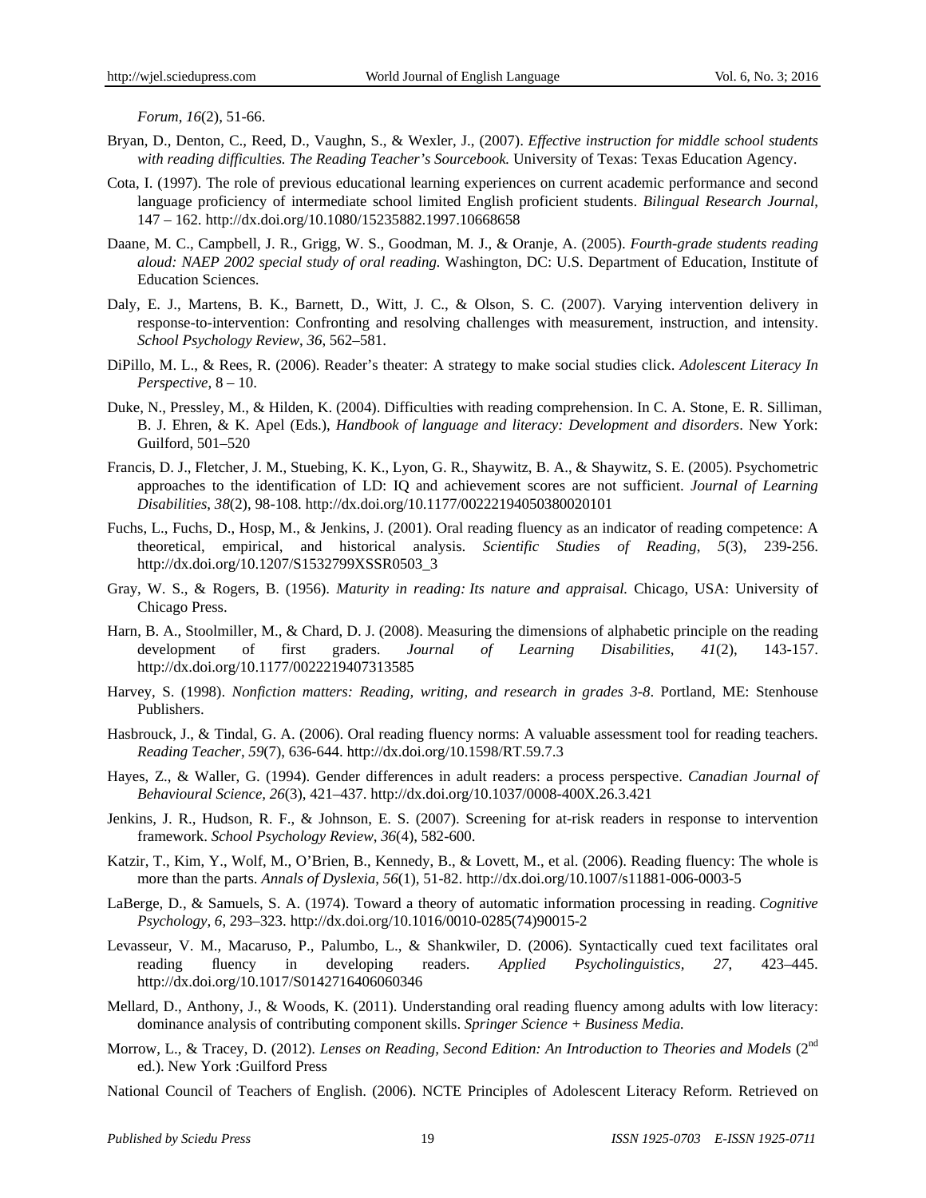*Forum*, *16*(2), 51-66.

Bryan, D., Denton, C., Reed, D., Vaughn, S., & Wexler, J., (2007). *Effective instruction for middle school students with reading difficulties. The Reading Teacher's Sourcebook.* University of Texas: Texas Education Agency.

Cota, I. (1997). The role of previous educational learning experiences on current academic performance and second language proficiency of intermediate school limited English proficient students. *Bilingual Research Journal*, 147 – 162. http://dx.doi.org/10.1080/15235882.1997.10668658

Daane, M. C., Campbell, J. R., Grigg, W. S., Goodman, M. J., & Oranje, A. (2005). *Fourth-grade students reading aloud: NAEP 2002 special study of oral reading.* Washington, DC: U.S. Department of Education, Institute of Education Sciences.

Daly, E. J., Martens, B. K., Barnett, D., Witt, J. C., & Olson, S. C. (2007). Varying intervention delivery in response-to-intervention: Confronting and resolving challenges with measurement, instruction, and intensity. *School Psychology Review*, *36*, 562–581.

DiPillo, M. L., & Rees, R. (2006). Reader's theater: A strategy to make social studies click. *Adolescent Literacy In Perspective*, 8 – 10.

Duke, N., Pressley, M., & Hilden, K. (2004). Difficulties with reading comprehension. In C. A. Stone, E. R. Silliman, B. J. Ehren, & K. Apel (Eds.), *Handbook of language and literacy: Development and disorders*. New York: Guilford, 501–520

Francis, D. J., Fletcher, J. M., Stuebing, K. K., Lyon, G. R., Shaywitz, B. A., & Shaywitz, S. E. (2005). Psychometric approaches to the identification of LD: IQ and achievement scores are not sufficient. *Journal of Learning Disabilities*, *38*(2), 98-108. http://dx.doi.org/10.1177/00222194050380020101

Fuchs, L., Fuchs, D., Hosp, M., & Jenkins, J. (2001). Oral reading fluency as an indicator of reading competence: A theoretical, empirical, and historical analysis. *Scientific Studies of Reading*, *5*(3), 239-256. http://dx.doi.org/10.1207/S1532799XSSR0503_3

Gray, W. S., & Rogers, B. (1956). *Maturity in reading: Its nature and appraisal.* Chicago, USA: University of Chicago Press.

Harn, B. A., Stoolmiller, M., & Chard, D. J. (2008). Measuring the dimensions of alphabetic principle on the reading development of first graders. *Journal of Learning Disabilities*, *41*(2), 143-157. http://dx.doi.org/10.1177/0022219407313585

Harvey, S. (1998). *Nonfiction matters: Reading, writing, and research in grades 3-8*. Portland, ME: Stenhouse Publishers.

Hasbrouck, J., & Tindal, G. A. (2006). Oral reading fluency norms: A valuable assessment tool for reading teachers. *Reading Teacher*, *59*(7), 636-644. http://dx.doi.org/10.1598/RT.59.7.3

Hayes, Z., & Waller, G. (1994). Gender differences in adult readers: a process perspective. *Canadian Journal of Behavioural Science, 26*(3), 421–437. http://dx.doi.org/10.1037/0008-400X.26.3.421

Jenkins, J. R., Hudson, R. F., & Johnson, E. S. (2007). Screening for at-risk readers in response to intervention framework. *School Psychology Review*, *36*(4), 582-600.

Katzir, T., Kim, Y., Wolf, M., O'Brien, B., Kennedy, B., & Lovett, M., et al. (2006). Reading fluency: The whole is more than the parts. *Annals of Dyslexia*, *56*(1), 51-82. http://dx.doi.org/10.1007/s11881-006-0003-5

LaBerge, D., & Samuels, S. A. (1974). Toward a theory of automatic information processing in reading. *Cognitive Psychology, 6*, 293–323. http://dx.doi.org/10.1016/0010-0285(74)90015-2

Levasseur, V. M., Macaruso, P., Palumbo, L., & Shankwiler, D. (2006). Syntactically cued text facilitates oral reading fluency in developing readers. *Applied Psycholinguistics*, *27*, 423–445. http://dx.doi.org/10.1017/S0142716406060346

Mellard, D., Anthony, J., & Woods, K. (2011). Understanding oral reading fluency among adults with low literacy: dominance analysis of contributing component skills. *Springer Science + Business Media.*

Morrow, L., & Tracey, D. (2012). *Lenses on Reading, Second Edition: An Introduction to Theories and Models* (2nd ed.). New York :Guilford Press

National Council of Teachers of English. (2006). NCTE Principles of Adolescent Literacy Reform. Retrieved on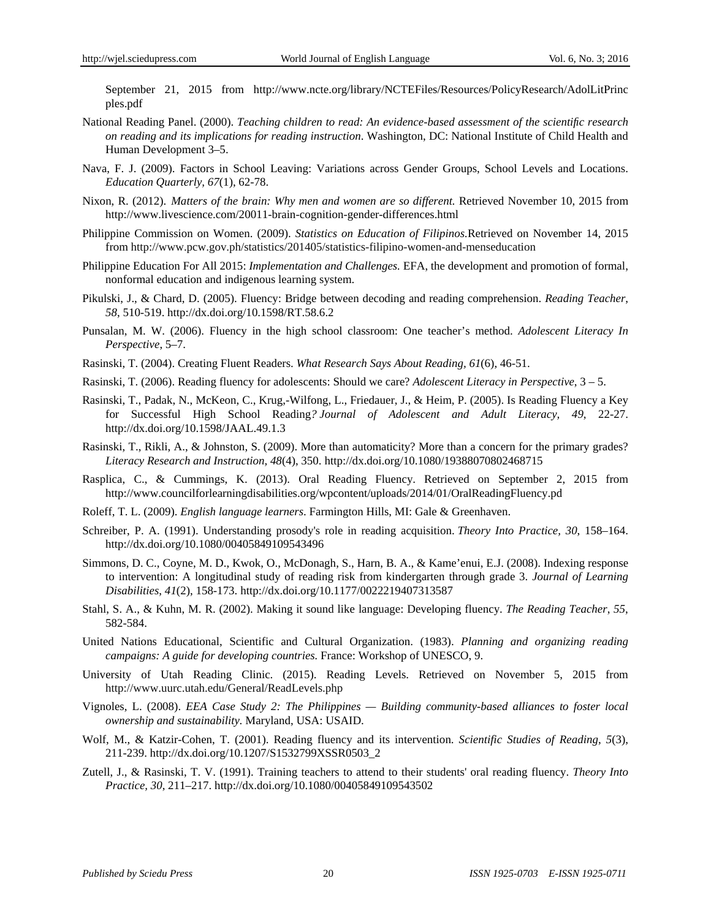September 21, 2015 from http://www.ncte.org/library/NCTEFiles/Resources/PolicyResearch/AdolLitPrinc ples.pdf

National Reading Panel. (2000). *Teaching children to read: An evidence-based assessment of the scientific research on reading and its implications for reading instruction*. Washington, DC: National Institute of Child Health and Human Development 3–5.

Nava, F. J. (2009). Factors in School Leaving: Variations across Gender Groups, School Levels and Locations. *Education Quarterly, 67*(1), 62-78.

Nixon, R. (2012). *Matters of the brain: Why men and women are so different.* Retrieved November 10, 2015 from http://www.livescience.com/20011-brain-cognition-gender-differences.html

Philippine Commission on Women. (2009). *Statistics on Education of Filipinos.*Retrieved on November 14, 2015 from http://www.pcw.gov.ph/statistics/201405/statistics-filipino-women-and-menseducation

Philippine Education For All 2015: *Implementation and Challenges.* EFA, the development and promotion of formal, nonformal education and indigenous learning system.

Pikulski, J., & Chard, D. (2005). Fluency: Bridge between decoding and reading comprehension. *Reading Teacher, 58*, 510-519. http://dx.doi.org/10.1598/RT.58.6.2

Punsalan, M. W. (2006). Fluency in the high school classroom: One teacher's method. *Adolescent Literacy In Perspective*, 5–7.

Rasinski, T. (2004). Creating Fluent Readers. *What Research Says About Reading, 61*(6), 46-51.

Rasinski, T. (2006). Reading fluency for adolescents: Should we care? *Adolescent Literacy in Perspective*, 3 – 5.

Rasinski, T., Padak, N., McKeon, C., Krug,-Wilfong, L., Friedauer, J., & Heim, P. (2005). Is Reading Fluency a Key for Successful High School Reading*? Journal of Adolescent and Adult Literacy, 49*, 22-27. http://dx.doi.org/10.1598/JAAL.49.1.3

Rasinski, T., Rikli, A., & Johnston, S. (2009). More than automaticity? More than a concern for the primary grades? *Literacy Research and Instruction, 48*(4), 350. http://dx.doi.org/10.1080/19388070802468715

Rasplica, C., & Cummings, K. (2013). Oral Reading Fluency. Retrieved on September 2, 2015 from http://www.councilforlearningdisabilities.org/wpcontent/uploads/2014/01/OralReadingFluency.pd

Roleff, T. L. (2009). *English language learners*. Farmington Hills, MI: Gale & Greenhaven.

Schreiber, P. A. (1991). Understanding prosody's role in reading acquisition. *Theory Into Practice, 30*, 158–164. http://dx.doi.org/10.1080/00405849109543496

Simmons, D. C., Coyne, M. D., Kwok, O., McDonagh, S., Harn, B. A., & Kame'enui, E.J. (2008). Indexing response to intervention: A longitudinal study of reading risk from kindergarten through grade 3. *Journal of Learning Disabilities, 41*(2), 158-173. http://dx.doi.org/10.1177/0022219407313587

Stahl, S. A., & Kuhn, M. R. (2002). Making it sound like language: Developing fluency. *The Reading Teacher, 55,* 582-584.

United Nations Educational, Scientific and Cultural Organization. (1983). *Planning and organizing reading campaigns: A guide for developing countries.* France: Workshop of UNESCO, 9.

University of Utah Reading Clinic. (2015). Reading Levels. Retrieved on November 5, 2015 from http://www.uurc.utah.edu/General/ReadLevels.php

Vignoles, L. (2008). *EEA Case Study 2: The Philippines — Building community-based alliances to foster local ownership and sustainability.* Maryland, USA: USAID.

Wolf, M., & Katzir-Cohen, T. (2001). Reading fluency and its intervention. *Scientific Studies of Reading, 5*(3), 211-239. http://dx.doi.org/10.1207/S1532799XSSR0503_2

Zutell, J., & Rasinski, T. V. (1991). Training teachers to attend to their students' oral reading fluency. *Theory Into Practice, 30*, 211–217. http://dx.doi.org/10.1080/00405849109543502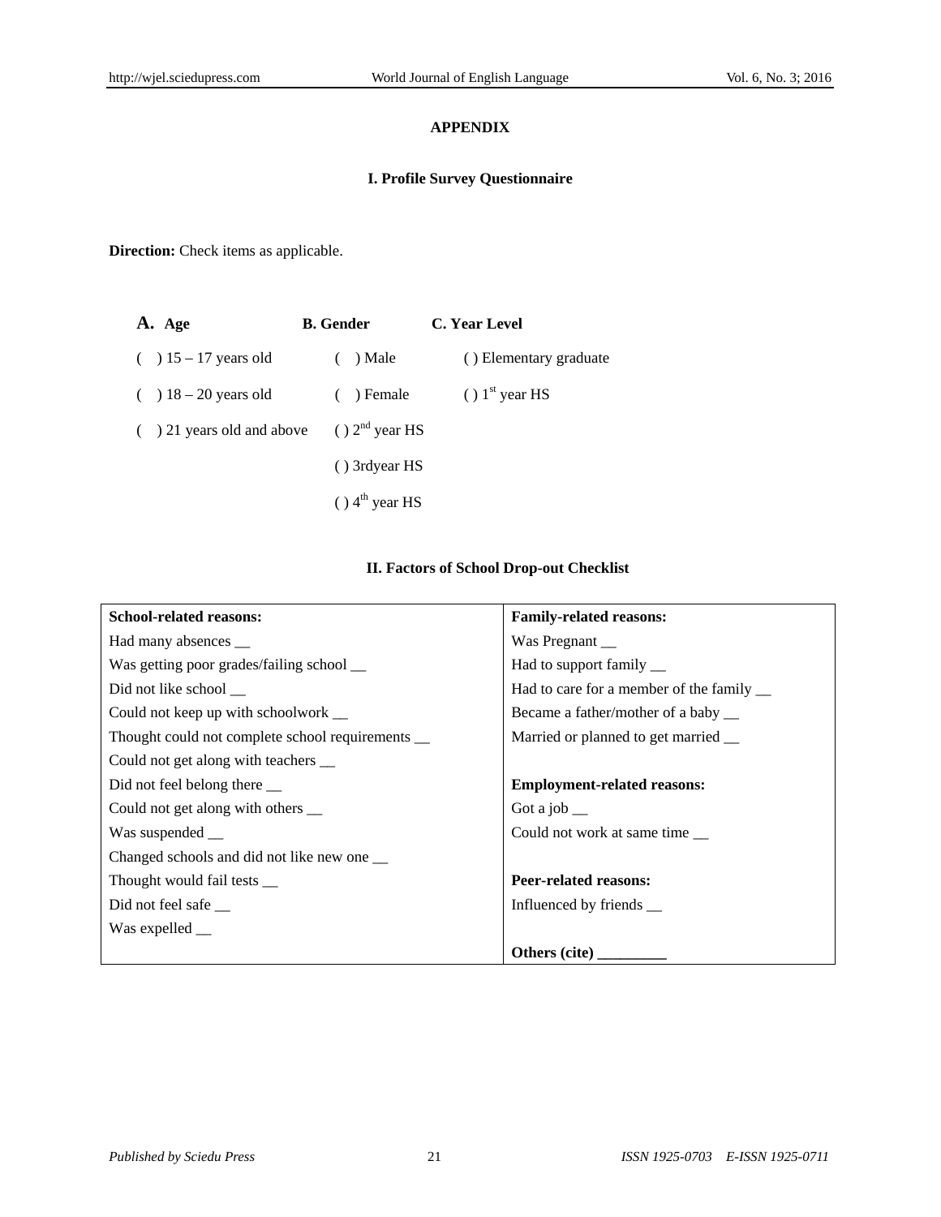## APPENDIX

### I. Profile Survey Questionnaire

**Direction:** Check items as applicable.

| A. Age | B. Gender | C. Year Level |
|---|---|---|
| ( ) 15 – 17 years old | ( ) Male | ( ) Elementary graduate |
| ( ) 18 – 20 years old | ( ) Female | ( ) 1st year HS |
| ( ) 21 years old and above | ( ) 2nd year HS | |
| | ( ) 3rdyear HS | |
| | ( ) 4th year HS | |

### II. Factors of School Drop-out Checklist

| **School-related reasons:** | **Family-related reasons:** |
|---|---|
| Had many absences __ | Was Pregnant __ |
| Was getting poor grades/failing school __ | Had to support family __ |
| Did not like school __ | Had to care for a member of the family __ |
| Could not keep up with schoolwork __ | Became a father/mother of a baby __ |
| Thought could not complete school requirements __ | Married or planned to get married __ |
| Could not get along with teachers __ | |
| Did not feel belong there __ | **Employment-related reasons:** |
| Could not get along with others __ | Got a job __ |
| Was suspended __ | Could not work at same time __ |
| Changed schools and did not like new one __ | |
| Thought would fail tests __ | **Peer-related reasons:** |
| Did not feel safe __ | Influenced by friends __ |
| Was expelled __ | |
| | **Others (cite) _________** |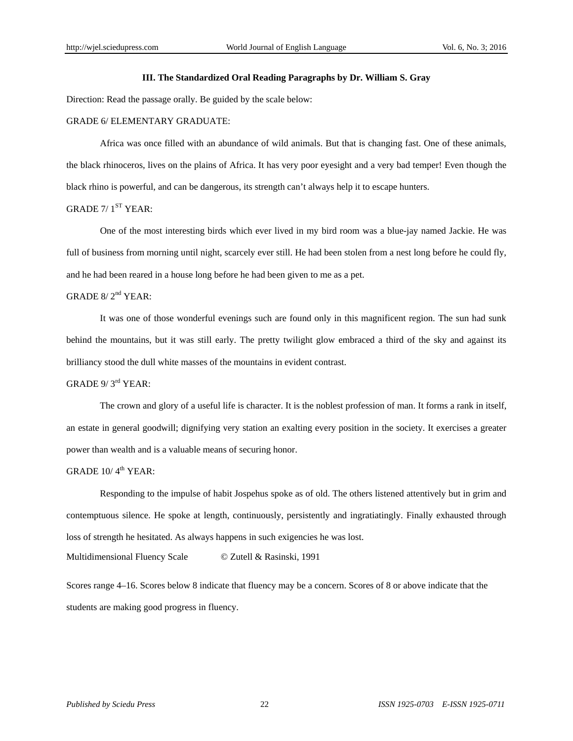### III. The Standardized Oral Reading Paragraphs by Dr. William S. Gray

Direction: Read the passage orally. Be guided by the scale below:

GRADE 6/ ELEMENTARY GRADUATE:

Africa was once filled with an abundance of wild animals. But that is changing fast. One of these animals, the black rhinoceros, lives on the plains of Africa. It has very poor eyesight and a very bad temper! Even though the black rhino is powerful, and can be dangerous, its strength can't always help it to escape hunters.

GRADE 7/ 1ST YEAR:

One of the most interesting birds which ever lived in my bird room was a blue-jay named Jackie. He was full of business from morning until night, scarcely ever still. He had been stolen from a nest long before he could fly, and he had been reared in a house long before he had been given to me as a pet.

GRADE 8/ 2nd YEAR:

It was one of those wonderful evenings such are found only in this magnificent region. The sun had sunk behind the mountains, but it was still early. The pretty twilight glow embraced a third of the sky and against its brilliancy stood the dull white masses of the mountains in evident contrast.

GRADE 9/ 3rd YEAR:

The crown and glory of a useful life is character. It is the noblest profession of man. It forms a rank in itself, an estate in general goodwill; dignifying very station an exalting every position in the society. It exercises a greater power than wealth and is a valuable means of securing honor.

GRADE 10/ 4th YEAR:

Responding to the impulse of habit Jospehus spoke as of old. The others listened attentively but in grim and contemptuous silence. He spoke at length, continuously, persistently and ingratiatingly. Finally exhausted through loss of strength he hesitated. As always happens in such exigencies he was lost.

Multidimensional Fluency Scale © Zutell & Rasinski, 1991

Scores range 4–16. Scores below 8 indicate that fluency may be a concern. Scores of 8 or above indicate that the students are making good progress in fluency.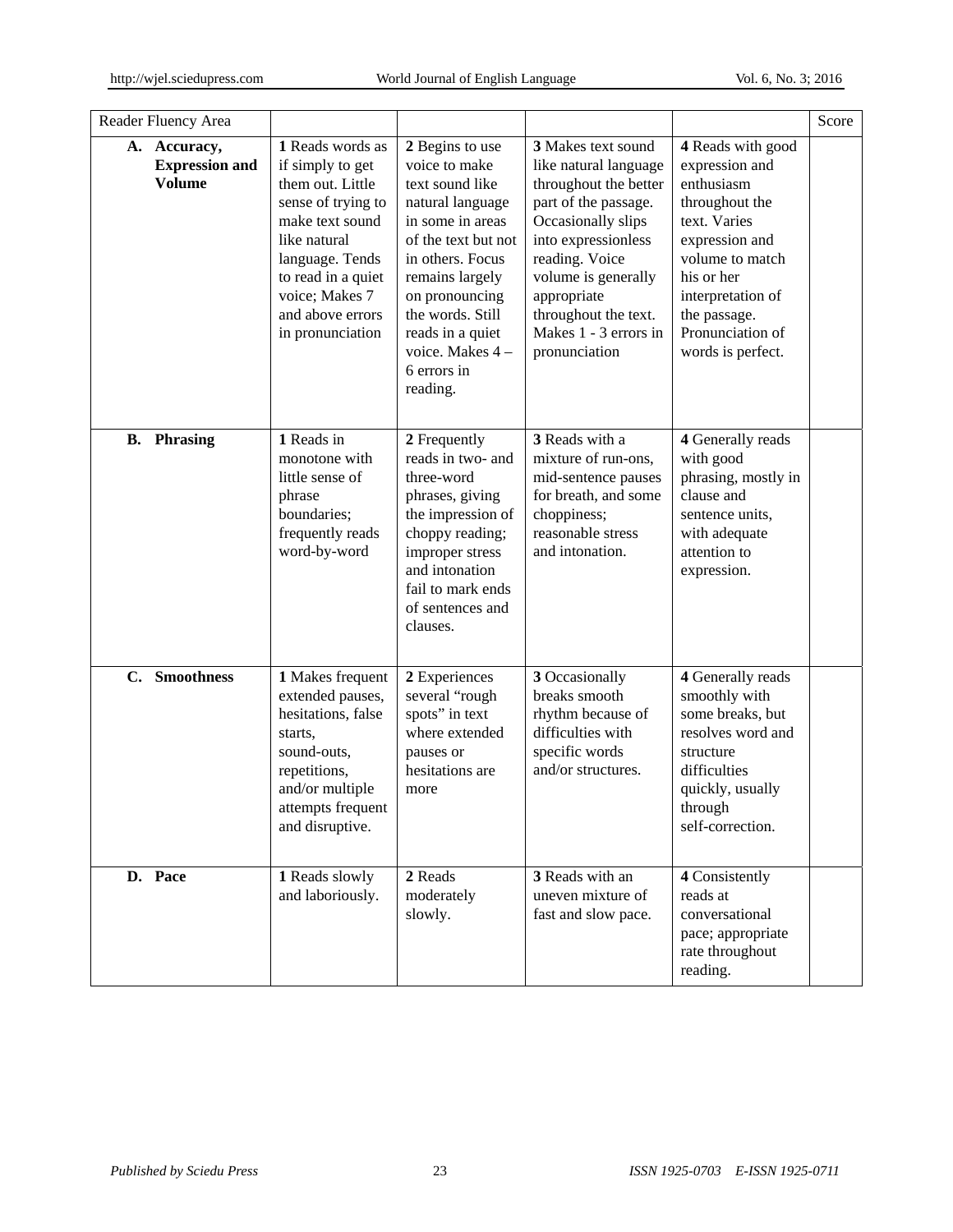| Reader Fluency Area | | | | | Score |
|---|---|---|---|---|---|
| **A. Accuracy, Expression and Volume** | **1** Reads words as if simply to get them out. Little sense of trying to make text sound like natural language. Tends to read in a quiet voice; Makes 7 and above errors in pronunciation | **2** Begins to use voice to make text sound like natural language in some in areas of the text but not in others. Focus remains largely on pronouncing the words. Still reads in a quiet voice. Makes 4 – 6 errors in reading. | **3** Makes text sound like natural language throughout the better part of the passage. Occasionally slips into expressionless reading. Voice volume is generally appropriate throughout the text. Makes 1 - 3 errors in pronunciation | **4** Reads with good expression and enthusiasm throughout the text. Varies expression and volume to match his or her interpretation of the passage. Pronunciation of words is perfect. | |
| **B. Phrasing** | **1** Reads in monotone with little sense of phrase boundaries; frequently reads word-by-word | **2** Frequently reads in two- and three-word phrases, giving the impression of choppy reading; improper stress and intonation fail to mark ends of sentences and clauses. | **3** Reads with a mixture of run-ons, mid-sentence pauses for breath, and some choppiness; reasonable stress and intonation. | **4** Generally reads with good phrasing, mostly in clause and sentence units, with adequate attention to expression. | |
| **C. Smoothness** | **1** Makes frequent extended pauses, hesitations, false starts, sound-outs, repetitions, and/or multiple attempts frequent and disruptive. | **2** Experiences several "rough spots" in text where extended pauses or hesitations are more | **3** Occasionally breaks smooth rhythm because of difficulties with specific words and/or structures. | **4** Generally reads smoothly with some breaks, but resolves word and structure difficulties quickly, usually through self-correction. | |
| **D. Pace** | **1** Reads slowly and laboriously. | **2** Reads moderately slowly. | **3** Reads with an uneven mixture of fast and slow pace. | **4** Consistently reads at conversational pace; appropriate rate throughout reading. | |